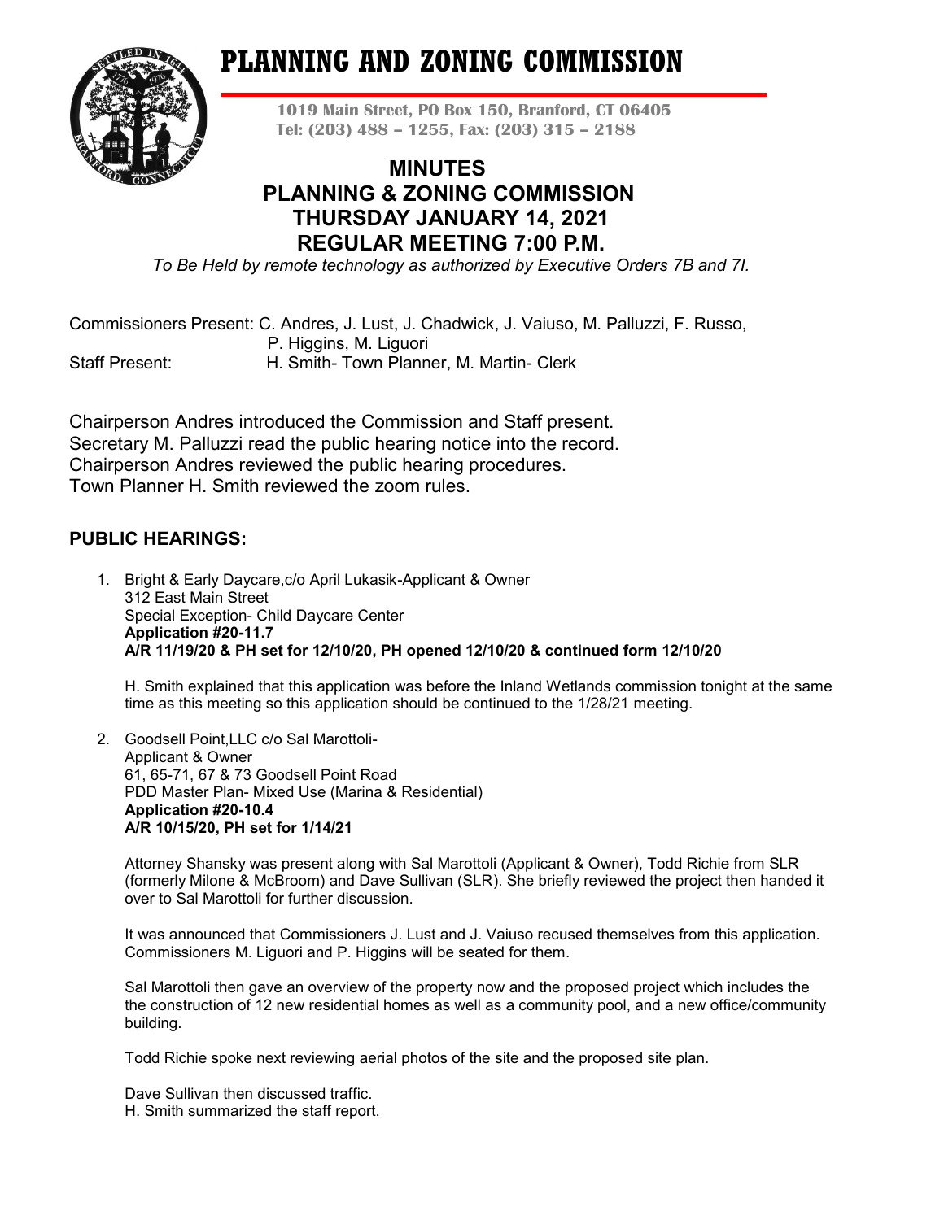# PLANNING AND ZONING COMMISSION

**1019 Main Street, PO Box 150, Branford, CT 06405**
**Tel: (203) 488 – 1255, Fax: (203) 315 – 2188**

## MINUTES
## PLANNING & ZONING COMMISSION
## THURSDAY JANUARY 14, 2021
## REGULAR MEETING 7:00 P.M.

*To Be Held by remote technology as authorized by Executive Orders 7B and 7I.*

Commissioners Present: C. Andres, J. Lust, J. Chadwick, J. Vaiuso, M. Palluzzi, F. Russo, P. Higgins, M. Liguori
Staff Present: H. Smith- Town Planner, M. Martin- Clerk

Chairperson Andres introduced the Commission and Staff present.
Secretary M. Palluzzi read the public hearing notice into the record.
Chairperson Andres reviewed the public hearing procedures.
Town Planner H. Smith reviewed the zoom rules.

## PUBLIC HEARINGS:

1. Bright & Early Daycare,c/o April Lukasik-Applicant & Owner
   312 East Main Street
   Special Exception- Child Daycare Center
   **Application #20-11.7**
   **A/R 11/19/20 & PH set for 12/10/20, PH opened 12/10/20 & continued form 12/10/20**

   H. Smith explained that this application was before the Inland Wetlands commission tonight at the same time as this meeting so this application should be continued to the 1/28/21 meeting.

2. Goodsell Point,LLC c/o Sal Marottoli-
   Applicant & Owner
   61, 65-71, 67 & 73 Goodsell Point Road
   PDD Master Plan- Mixed Use (Marina & Residential)
   **Application #20-10.4**
   **A/R 10/15/20, PH set for 1/14/21**

   Attorney Shansky was present along with Sal Marottoli (Applicant & Owner), Todd Richie from SLR (formerly Milone & McBroom) and Dave Sullivan (SLR). She briefly reviewed the project then handed it over to Sal Marottoli for further discussion.

   It was announced that Commissioners J. Lust and J. Vaiuso recused themselves from this application. Commissioners M. Liguori and P. Higgins will be seated for them.

   Sal Marottoli then gave an overview of the property now and the proposed project which includes the the construction of 12 new residential homes as well as a community pool, and a new office/community building.

   Todd Richie spoke next reviewing aerial photos of the site and the proposed site plan.

   Dave Sullivan then discussed traffic.
   H. Smith summarized the staff report.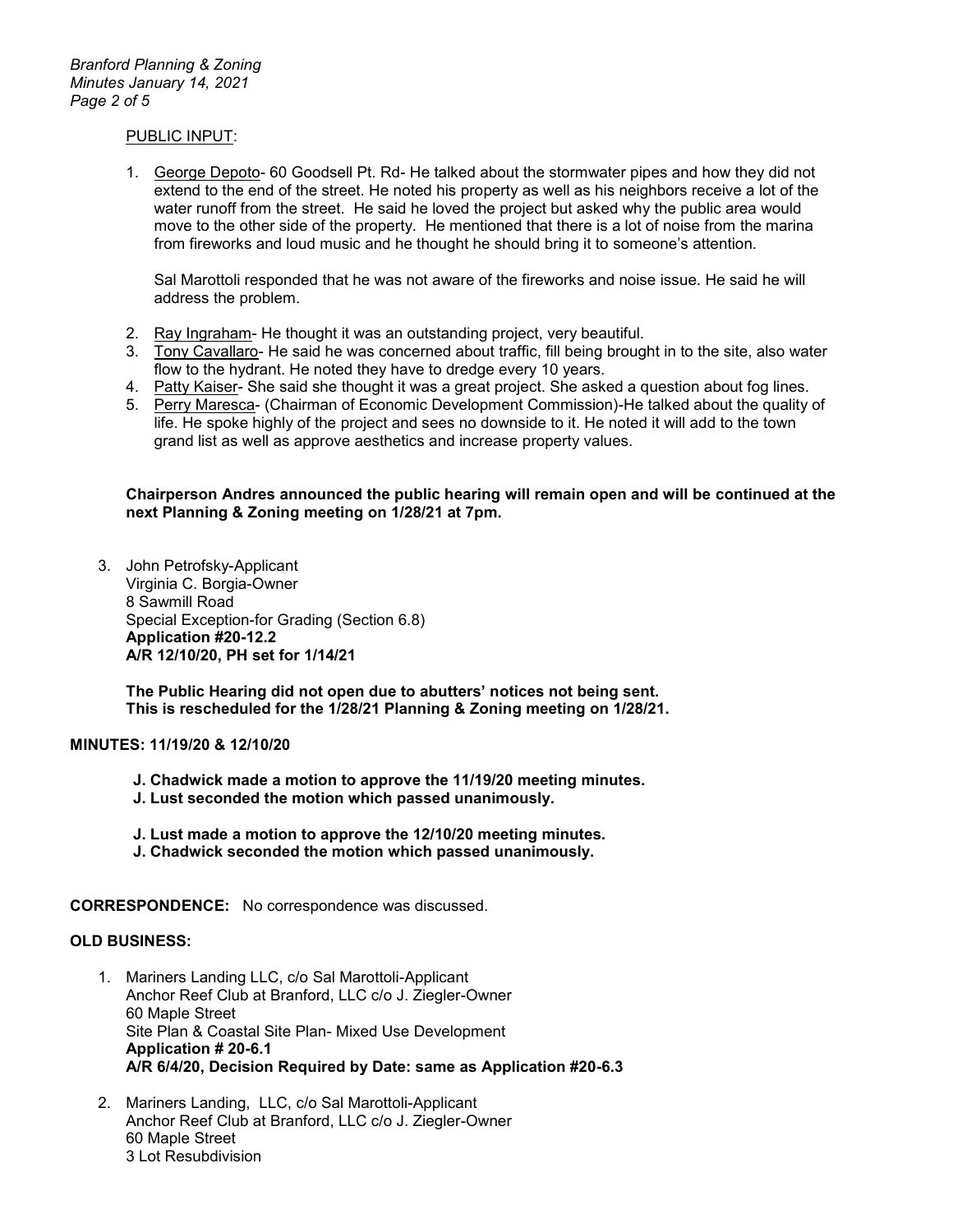PUBLIC INPUT:

1. George Depoto- 60 Goodsell Pt. Rd- He talked about the stormwater pipes and how they did not extend to the end of the street. He noted his property as well as his neighbors receive a lot of the water runoff from the street. He said he loved the project but asked why the public area would move to the other side of the property. He mentioned that there is a lot of noise from the marina from fireworks and loud music and he thought he should bring it to someone's attention.

   Sal Marottoli responded that he was not aware of the fireworks and noise issue. He said he will address the problem.

2. Ray Ingraham- He thought it was an outstanding project, very beautiful.
3. Tony Cavallaro- He said he was concerned about traffic, fill being brought in to the site, also water flow to the hydrant. He noted they have to dredge every 10 years.
4. Patty Kaiser- She said she thought it was a great project. She asked a question about fog lines.
5. Perry Maresca- (Chairman of Economic Development Commission)-He talked about the quality of life. He spoke highly of the project and sees no downside to it. He noted it will add to the town grand list as well as approve aesthetics and increase property values.

**Chairperson Andres announced the public hearing will remain open and will be continued at the next Planning & Zoning meeting on 1/28/21 at 7pm.**

3. John Petrofsky-Applicant
   Virginia C. Borgia-Owner
   8 Sawmill Road
   Special Exception-for Grading (Section 6.8)
   **Application #20-12.2**
   **A/R 12/10/20, PH set for 1/14/21**

   **The Public Hearing did not open due to abutters' notices not being sent.**
   **This is rescheduled for the 1/28/21 Planning & Zoning meeting on 1/28/21.**

**MINUTES: 11/19/20 & 12/10/20**

**J. Chadwick made a motion to approve the 11/19/20 meeting minutes.**
**J. Lust seconded the motion which passed unanimously.**

**J. Lust made a motion to approve the 12/10/20 meeting minutes.**
**J. Chadwick seconded the motion which passed unanimously.**

**CORRESPONDENCE:** No correspondence was discussed.

**OLD BUSINESS:**

1. Mariners Landing LLC, c/o Sal Marottoli-Applicant
   Anchor Reef Club at Branford, LLC c/o J. Ziegler-Owner
   60 Maple Street
   Site Plan & Coastal Site Plan- Mixed Use Development
   **Application # 20-6.1**
   **A/R 6/4/20, Decision Required by Date: same as Application #20-6.3**

2. Mariners Landing, LLC, c/o Sal Marottoli-Applicant
   Anchor Reef Club at Branford, LLC c/o J. Ziegler-Owner
   60 Maple Street
   3 Lot Resubdivision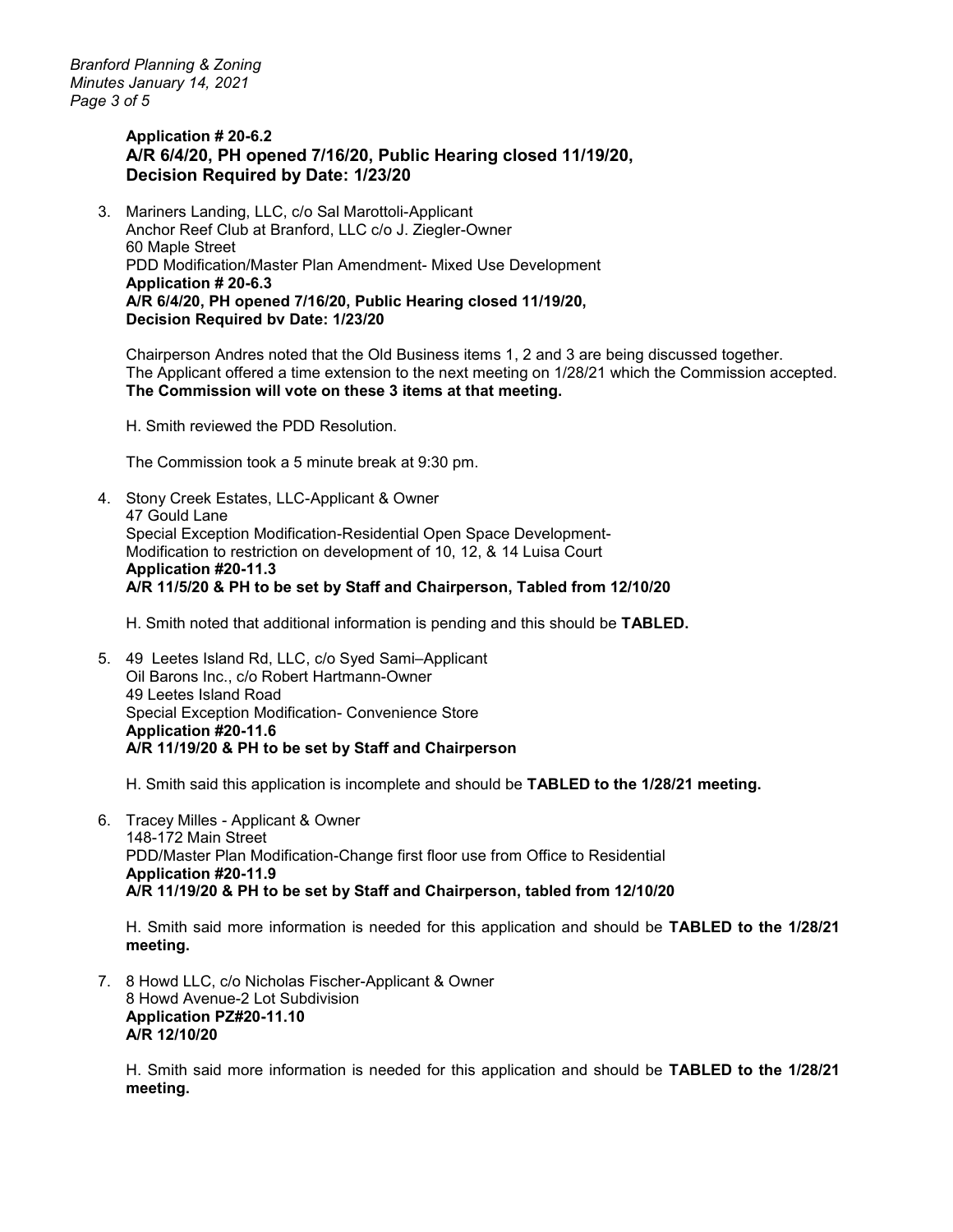**Application # 20-6.2**
**A/R 6/4/20, PH opened 7/16/20, Public Hearing closed 11/19/20, Decision Required by Date: 1/23/20**

3. Mariners Landing, LLC, c/o Sal Marottoli-Applicant
   Anchor Reef Club at Branford, LLC c/o J. Ziegler-Owner
   60 Maple Street
   PDD Modification/Master Plan Amendment- Mixed Use Development
   **Application # 20-6.3**
   **A/R 6/4/20, PH opened 7/16/20, Public Hearing closed 11/19/20, Decision Required bv Date: 1/23/20**

   Chairperson Andres noted that the Old Business items 1, 2 and 3 are being discussed together. The Applicant offered a time extension to the next meeting on 1/28/21 which the Commission accepted. **The Commission will vote on these 3 items at that meeting.**

   H. Smith reviewed the PDD Resolution.

   The Commission took a 5 minute break at 9:30 pm.

4. Stony Creek Estates, LLC-Applicant & Owner
   47 Gould Lane
   Special Exception Modification-Residential Open Space Development-
   Modification to restriction on development of 10, 12, & 14 Luisa Court
   **Application #20-11.3**
   **A/R 11/5/20 & PH to be set by Staff and Chairperson, Tabled from 12/10/20**

   H. Smith noted that additional information is pending and this should be **TABLED.**

5. 49 Leetes Island Rd, LLC, c/o Syed Sami–Applicant
   Oil Barons Inc., c/o Robert Hartmann-Owner
   49 Leetes Island Road
   Special Exception Modification- Convenience Store
   **Application #20-11.6**
   **A/R 11/19/20 & PH to be set by Staff and Chairperson**

   H. Smith said this application is incomplete and should be **TABLED to the 1/28/21 meeting.**

6. Tracey Milles - Applicant & Owner
   148-172 Main Street
   PDD/Master Plan Modification-Change first floor use from Office to Residential
   **Application #20-11.9**
   **A/R 11/19/20 & PH to be set by Staff and Chairperson, tabled from 12/10/20**

   H. Smith said more information is needed for this application and should be **TABLED to the 1/28/21 meeting.**

7. 8 Howd LLC, c/o Nicholas Fischer-Applicant & Owner
   8 Howd Avenue-2 Lot Subdivision
   **Application PZ#20-11.10**
   **A/R 12/10/20**

   H. Smith said more information is needed for this application and should be **TABLED to the 1/28/21 meeting.**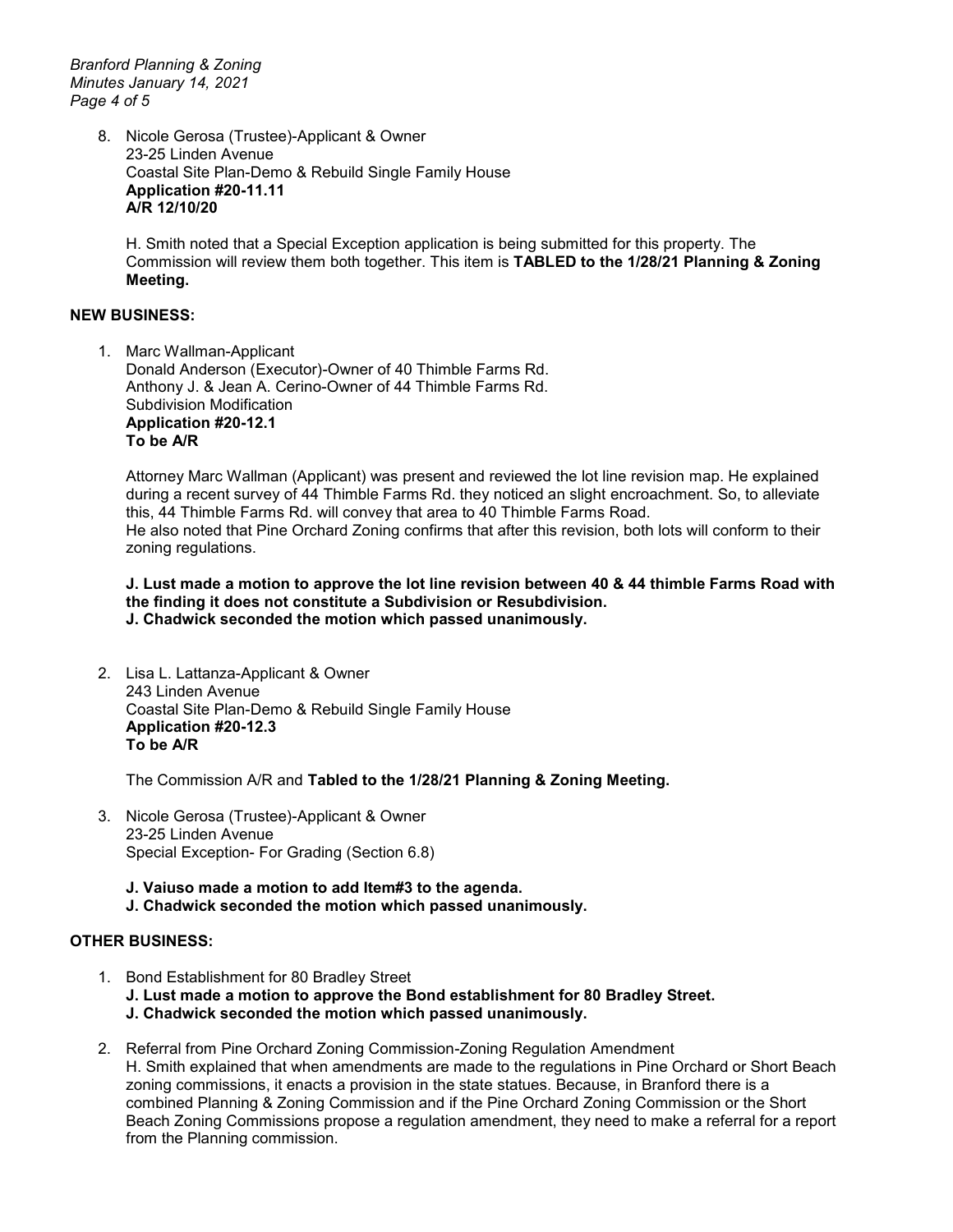8. Nicole Gerosa (Trustee)-Applicant & Owner
   23-25 Linden Avenue
   Coastal Site Plan-Demo & Rebuild Single Family House
   **Application #20-11.11**
   **A/R 12/10/20**

   H. Smith noted that a Special Exception application is being submitted for this property. The Commission will review them both together. This item is **TABLED to the 1/28/21 Planning & Zoning Meeting.**

**NEW BUSINESS:**

1. Marc Wallman-Applicant
   Donald Anderson (Executor)-Owner of 40 Thimble Farms Rd.
   Anthony J. & Jean A. Cerino-Owner of 44 Thimble Farms Rd.
   Subdivision Modification
   **Application #20-12.1**
   **To be A/R**

   Attorney Marc Wallman (Applicant) was present and reviewed the lot line revision map. He explained during a recent survey of 44 Thimble Farms Rd. they noticed an slight encroachment. So, to alleviate this, 44 Thimble Farms Rd. will convey that area to 40 Thimble Farms Road.
   He also noted that Pine Orchard Zoning confirms that after this revision, both lots will conform to their zoning regulations.

   **J. Lust made a motion to approve the lot line revision between 40 & 44 thimble Farms Road with the finding it does not constitute a Subdivision or Resubdivision.**
   **J. Chadwick seconded the motion which passed unanimously.**

2. Lisa L. Lattanza-Applicant & Owner
   243 Linden Avenue
   Coastal Site Plan-Demo & Rebuild Single Family House
   **Application #20-12.3**
   **To be A/R**

   The Commission A/R and **Tabled to the 1/28/21 Planning & Zoning Meeting.**

3. Nicole Gerosa (Trustee)-Applicant & Owner
   23-25 Linden Avenue
   Special Exception- For Grading (Section 6.8)

   **J. Vaiuso made a motion to add Item#3 to the agenda.**
   **J. Chadwick seconded the motion which passed unanimously.**

**OTHER BUSINESS:**

1. Bond Establishment for 80 Bradley Street
   **J. Lust made a motion to approve the Bond establishment for 80 Bradley Street.**
   **J. Chadwick seconded the motion which passed unanimously.**

2. Referral from Pine Orchard Zoning Commission-Zoning Regulation Amendment
   H. Smith explained that when amendments are made to the regulations in Pine Orchard or Short Beach zoning commissions, it enacts a provision in the state statues. Because, in Branford there is a combined Planning & Zoning Commission and if the Pine Orchard Zoning Commission or the Short Beach Zoning Commissions propose a regulation amendment, they need to make a referral for a report from the Planning commission.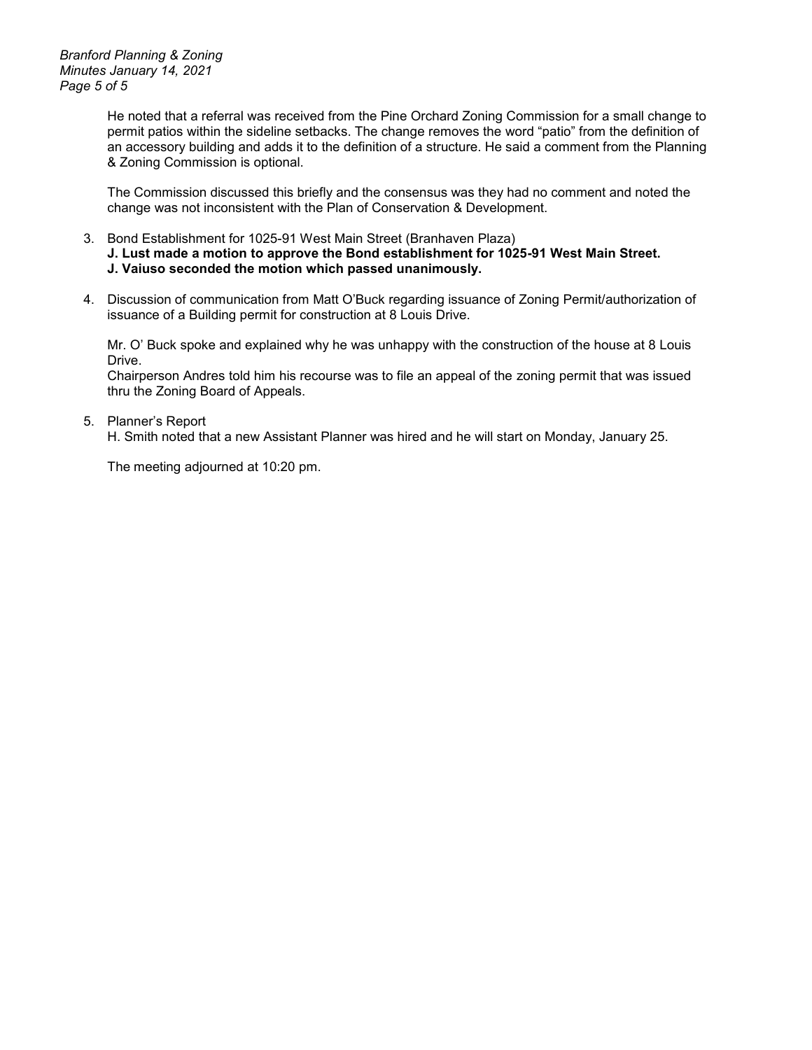He noted that a referral was received from the Pine Orchard Zoning Commission for a small change to permit patios within the sideline setbacks. The change removes the word "patio" from the definition of an accessory building and adds it to the definition of a structure. He said a comment from the Planning & Zoning Commission is optional.

The Commission discussed this briefly and the consensus was they had no comment and noted the change was not inconsistent with the Plan of Conservation & Development.

3. Bond Establishment for 1025-91 West Main Street (Branhaven Plaza)
   **J. Lust made a motion to approve the Bond establishment for 1025-91 West Main Street. J. Vaiuso seconded the motion which passed unanimously.**

4. Discussion of communication from Matt O'Buck regarding issuance of Zoning Permit/authorization of issuance of a Building permit for construction at 8 Louis Drive.

   Mr. O' Buck spoke and explained why he was unhappy with the construction of the house at 8 Louis Drive.
   Chairperson Andres told him his recourse was to file an appeal of the zoning permit that was issued thru the Zoning Board of Appeals.

5. Planner's Report
   H. Smith noted that a new Assistant Planner was hired and he will start on Monday, January 25.

The meeting adjourned at 10:20 pm.